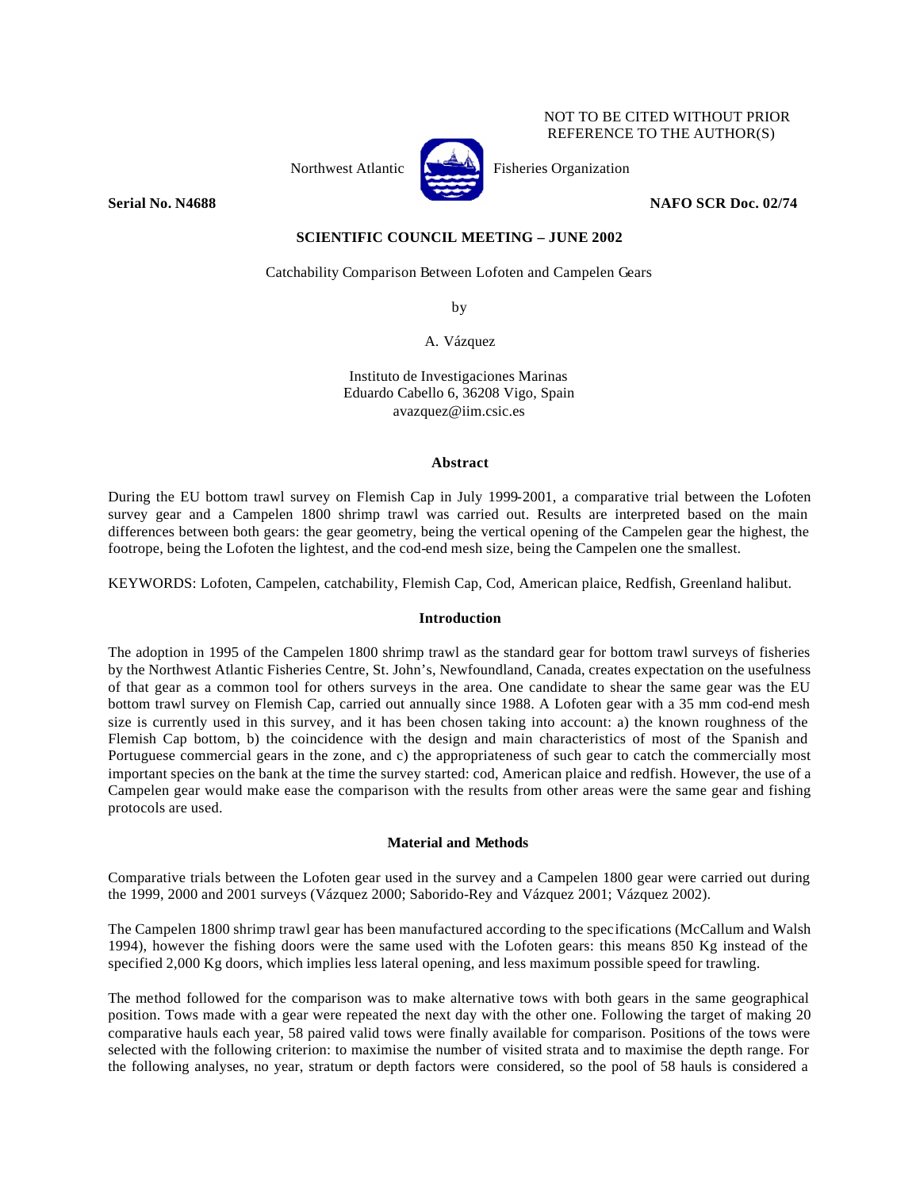NOT TO BE CITED WITHOUT PRIOR REFERENCE TO THE AUTHOR(S)

Northwest Atlantic Fisheries Organization

**Serial No. N4688** **NAFO SCR Doc. 02/74**

**SCIENTIFIC COUNCIL MEETING – JUNE 2002**

Catchability Comparison Between Lofoten and Campelen Gears

by

A. Vázquez

Instituto de Investigaciones Marinas
Eduardo Cabello 6, 36208 Vigo, Spain
avazquez@iim.csic.es

## Abstract

During the EU bottom trawl survey on Flemish Cap in July 1999-2001, a comparative trial between the Lofoten survey gear and a Campelen 1800 shrimp trawl was carried out. Results are interpreted based on the main differences between both gears: the gear geometry, being the vertical opening of the Campelen gear the highest, the footrope, being the Lofoten the lightest, and the cod-end mesh size, being the Campelen one the smallest.

KEYWORDS: Lofoten, Campelen, catchability, Flemish Cap, Cod, American plaice, Redfish, Greenland halibut.

## Introduction

The adoption in 1995 of the Campelen 1800 shrimp trawl as the standard gear for bottom trawl surveys of fisheries by the Northwest Atlantic Fisheries Centre, St. John's, Newfoundland, Canada, creates expectation on the usefulness of that gear as a common tool for others surveys in the area. One candidate to shear the same gear was the EU bottom trawl survey on Flemish Cap, carried out annually since 1988. A Lofoten gear with a 35 mm cod-end mesh size is currently used in this survey, and it has been chosen taking into account: a) the known roughness of the Flemish Cap bottom, b) the coincidence with the design and main characteristics of most of the Spanish and Portuguese commercial gears in the zone, and c) the appropriateness of such gear to catch the commercially most important species on the bank at the time the survey started: cod, American plaice and redfish. However, the use of a Campelen gear would make ease the comparison with the results from other areas were the same gear and fishing protocols are used.

## Material and Methods

Comparative trials between the Lofoten gear used in the survey and a Campelen 1800 gear were carried out during the 1999, 2000 and 2001 surveys (Vázquez 2000; Saborido-Rey and Vázquez 2001; Vázquez 2002).

The Campelen 1800 shrimp trawl gear has been manufactured according to the specifications (McCallum and Walsh 1994), however the fishing doors were the same used with the Lofoten gears: this means 850 Kg instead of the specified 2,000 Kg doors, which implies less lateral opening, and less maximum possible speed for trawling.

The method followed for the comparison was to make alternative tows with both gears in the same geographical position. Tows made with a gear were repeated the next day with the other one. Following the target of making 20 comparative hauls each year, 58 paired valid tows were finally available for comparison. Positions of the tows were selected with the following criterion: to maximise the number of visited strata and to maximise the depth range. For the following analyses, no year, stratum or depth factors were considered, so the pool of 58 hauls is considered a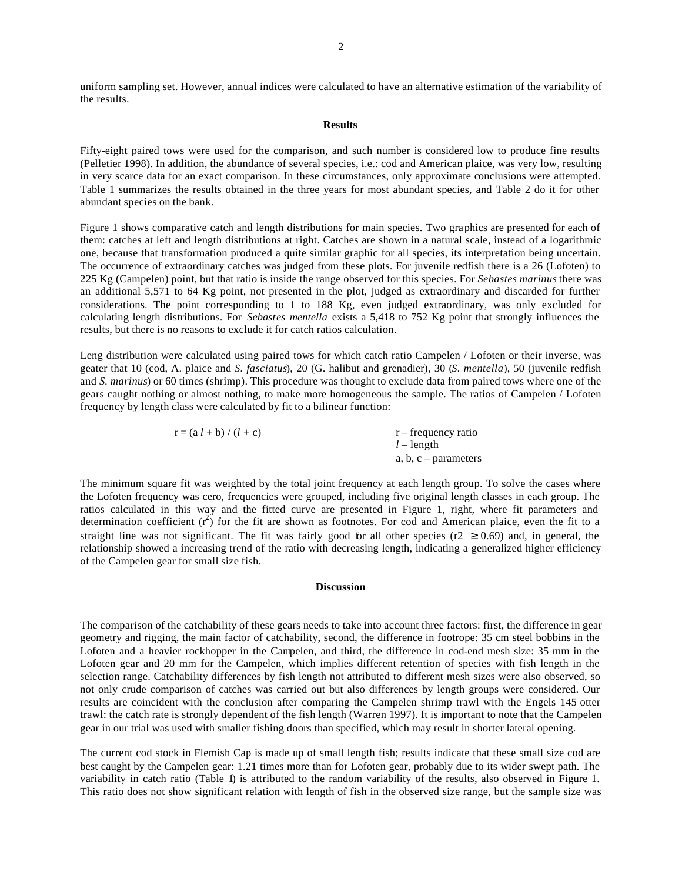uniform sampling set. However, annual indices were calculated to have an alternative estimation of the variability of the results.

## Results

Fifty-eight paired tows were used for the comparison, and such number is considered low to produce fine results (Pelletier 1998). In addition, the abundance of several species, i.e.: cod and American plaice, was very low, resulting in very scarce data for an exact comparison. In these circumstances, only approximate conclusions were attempted. Table 1 summarizes the results obtained in the three years for most abundant species, and Table 2 do it for other abundant species on the bank.

Figure 1 shows comparative catch and length distributions for main species. Two graphics are presented for each of them: catches at left and length distributions at right. Catches are shown in a natural scale, instead of a logarithmic one, because that transformation produced a quite similar graphic for all species, its interpretation being uncertain. The occurrence of extraordinary catches was judged from these plots. For juvenile redfish there is a 26 (Lofoten) to 225 Kg (Campelen) point, but that ratio is inside the range observed for this species. For *Sebastes marinus* there was an additional 5,571 to 64 Kg point, not presented in the plot, judged as extraordinary and discarded for further considerations. The point corresponding to 1 to 188 Kg, even judged extraordinary, was only excluded for calculating length distributions. For *Sebastes mentella* exists a 5,418 to 752 Kg point that strongly influences the results, but there is no reasons to exclude it for catch ratios calculation.

Leng distribution were calculated using paired tows for which catch ratio Campelen / Lofoten or their inverse, was geater that 10 (cod, A. plaice and *S. fasciatus*), 20 (G. halibut and grenadier), 30 (*S. mentella*), 50 (juvenile redfish and *S. marinus*) or 60 times (shrimp). This procedure was thought to exclude data from paired tows where one of the gears caught nothing or almost nothing, to make more homogeneous the sample. The ratios of Campelen / Lofoten frequency by length class were calculated by fit to a bilinear function:

$$r = (a\,l + b) / (l + c)$$

r – frequency ratio
$l$ – length
a, b, c – parameters

The minimum square fit was weighted by the total joint frequency at each length group. To solve the cases where the Lofoten frequency was cero, frequencies were grouped, including five original length classes in each group. The ratios calculated in this way and the fitted curve are presented in Figure 1, right, where fit parameters and determination coefficient ($r^2$) for the fit are shown as footnotes. For cod and American plaice, even the fit to a straight line was not significant. The fit was fairly good for all other species ($r2 \geq 0.69$) and, in general, the relationship showed a increasing trend of the ratio with decreasing length, indicating a generalized higher efficiency of the Campelen gear for small size fish.

## Discussion

The comparison of the catchability of these gears needs to take into account three factors: first, the difference in gear geometry and rigging, the main factor of catchability, second, the difference in footrope: 35 cm steel bobbins in the Lofoten and a heavier rockhopper in the Campelen, and third, the difference in cod-end mesh size: 35 mm in the Lofoten gear and 20 mm for the Campelen, which implies different retention of species with fish length in the selection range. Catchability differences by fish length not attributed to different mesh sizes were also observed, so not only crude comparison of catches was carried out but also differences by length groups were considered. Our results are coincident with the conclusion after comparing the Campelen shrimp trawl with the Engels 145 otter trawl: the catch rate is strongly dependent of the fish length (Warren 1997). It is important to note that the Campelen gear in our trial was used with smaller fishing doors than specified, which may result in shorter lateral opening.

The current cod stock in Flemish Cap is made up of small length fish; results indicate that these small size cod are best caught by the Campelen gear: 1.21 times more than for Lofoten gear, probably due to its wider swept path. The variability in catch ratio (Table 1) is attributed to the random variability of the results, also observed in Figure 1. This ratio does not show significant relation with length of fish in the observed size range, but the sample size was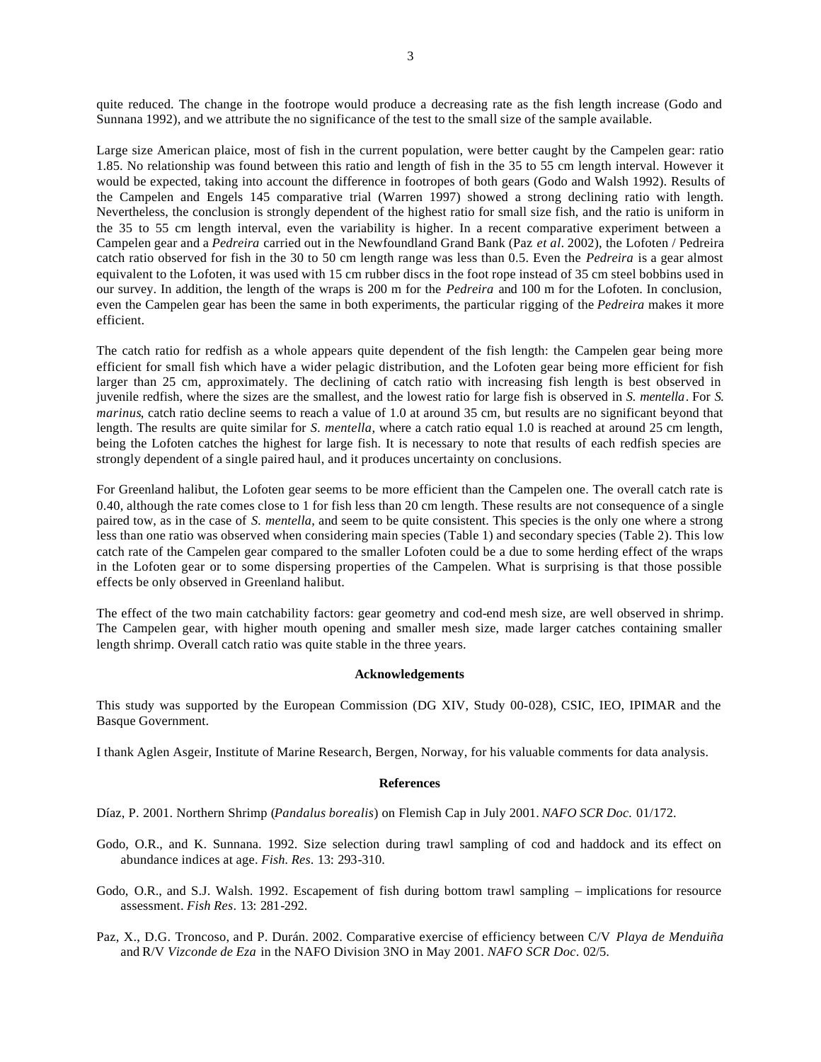quite reduced. The change in the footrope would produce a decreasing rate as the fish length increase (Godo and Sunnana 1992), and we attribute the no significance of the test to the small size of the sample available.

Large size American plaice, most of fish in the current population, were better caught by the Campelen gear: ratio 1.85. No relationship was found between this ratio and length of fish in the 35 to 55 cm length interval. However it would be expected, taking into account the difference in footropes of both gears (Godo and Walsh 1992). Results of the Campelen and Engels 145 comparative trial (Warren 1997) showed a strong declining ratio with length. Nevertheless, the conclusion is strongly dependent of the highest ratio for small size fish, and the ratio is uniform in the 35 to 55 cm length interval, even the variability is higher. In a recent comparative experiment between a Campelen gear and a *Pedreira* carried out in the Newfoundland Grand Bank (Paz *et al*. 2002), the Lofoten / Pedreira catch ratio observed for fish in the 30 to 50 cm length range was less than 0.5. Even the *Pedreira* is a gear almost equivalent to the Lofoten, it was used with 15 cm rubber discs in the foot rope instead of 35 cm steel bobbins used in our survey. In addition, the length of the wraps is 200 m for the *Pedreira* and 100 m for the Lofoten. In conclusion, even the Campelen gear has been the same in both experiments, the particular rigging of the *Pedreira* makes it more efficient.

The catch ratio for redfish as a whole appears quite dependent of the fish length: the Campelen gear being more efficient for small fish which have a wider pelagic distribution, and the Lofoten gear being more efficient for fish larger than 25 cm, approximately. The declining of catch ratio with increasing fish length is best observed in juvenile redfish, where the sizes are the smallest, and the lowest ratio for large fish is observed in *S. mentella*. For *S. marinus*, catch ratio decline seems to reach a value of 1.0 at around 35 cm, but results are no significant beyond that length. The results are quite similar for *S. mentella*, where a catch ratio equal 1.0 is reached at around 25 cm length, being the Lofoten catches the highest for large fish. It is necessary to note that results of each redfish species are strongly dependent of a single paired haul, and it produces uncertainty on conclusions.

For Greenland halibut, the Lofoten gear seems to be more efficient than the Campelen one. The overall catch rate is 0.40, although the rate comes close to 1 for fish less than 20 cm length. These results are not consequence of a single paired tow, as in the case of *S. mentella*, and seem to be quite consistent. This species is the only one where a strong less than one ratio was observed when considering main species (Table 1) and secondary species (Table 2). This low catch rate of the Campelen gear compared to the smaller Lofoten could be a due to some herding effect of the wraps in the Lofoten gear or to some dispersing properties of the Campelen. What is surprising is that those possible effects be only observed in Greenland halibut.

The effect of the two main catchability factors: gear geometry and cod-end mesh size, are well observed in shrimp. The Campelen gear, with higher mouth opening and smaller mesh size, made larger catches containing smaller length shrimp. Overall catch ratio was quite stable in the three years.

## Acknowledgements

This study was supported by the European Commission (DG XIV, Study 00-028), CSIC, IEO, IPIMAR and the Basque Government.

I thank Aglen Asgeir, Institute of Marine Research, Bergen, Norway, for his valuable comments for data analysis.

## References

Díaz, P. 2001. Northern Shrimp (*Pandalus borealis*) on Flemish Cap in July 2001. *NAFO SCR Doc.* 01/172.

Godo, O.R., and K. Sunnana. 1992. Size selection during trawl sampling of cod and haddock and its effect on abundance indices at age. *Fish. Res*. 13: 293-310.

Godo, O.R., and S.J. Walsh. 1992. Escapement of fish during bottom trawl sampling – implications for resource assessment. *Fish Res*. 13: 281-292.

Paz, X., D.G. Troncoso, and P. Durán. 2002. Comparative exercise of efficiency between C/V *Playa de Menduiña* and R/V *Vizconde de Eza* in the NAFO Division 3NO in May 2001. *NAFO SCR Doc*. 02/5.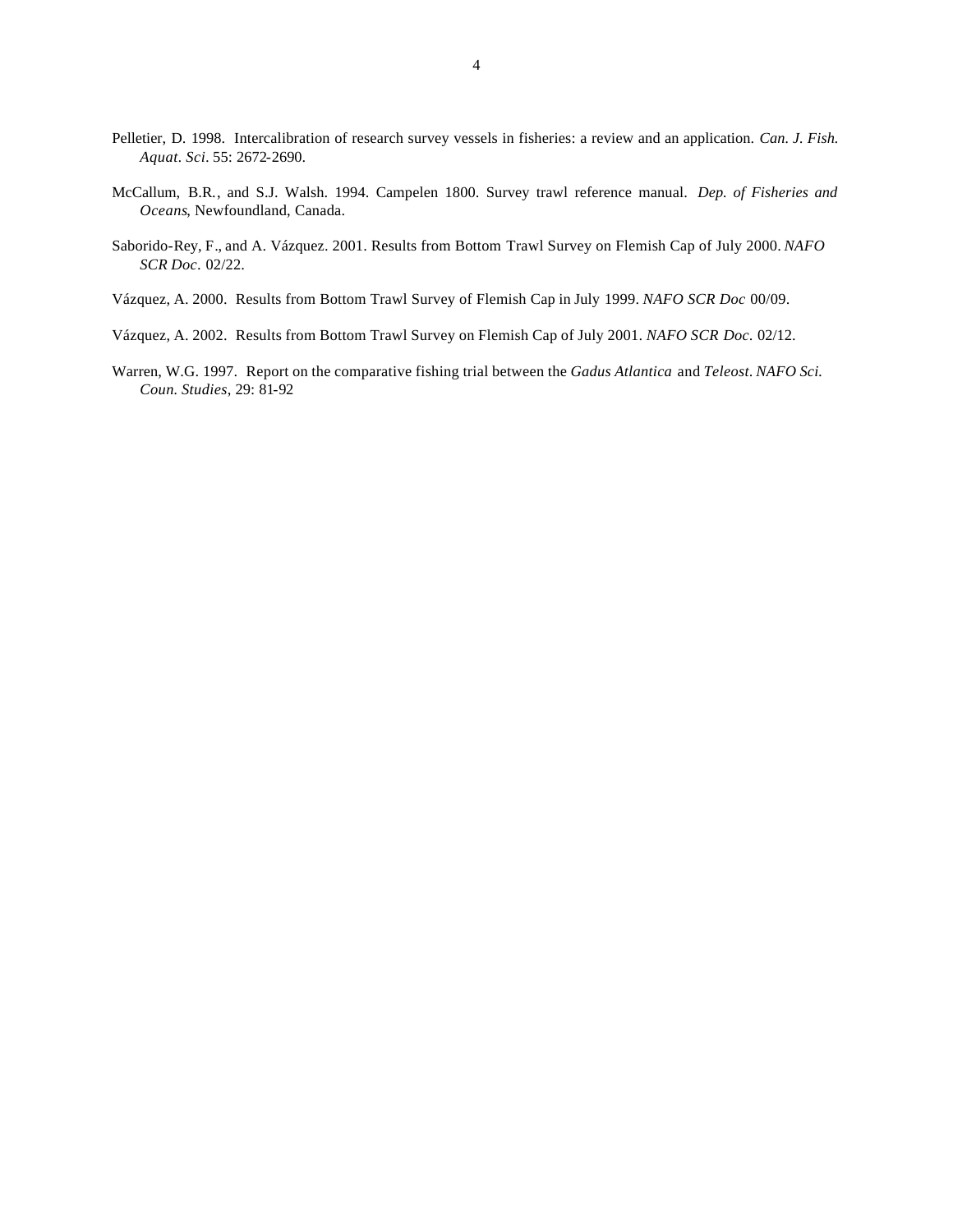Pelletier, D. 1998. Intercalibration of research survey vessels in fisheries: a review and an application. *Can. J. Fish. Aquat. Sci*. 55: 2672-2690.

McCallum, B.R., and S.J. Walsh. 1994. Campelen 1800. Survey trawl reference manual. *Dep. of Fisheries and Oceans*, Newfoundland, Canada.

Saborido-Rey, F., and A. Vázquez. 2001. Results from Bottom Trawl Survey on Flemish Cap of July 2000. *NAFO SCR Doc*. 02/22.

Vázquez, A. 2000. Results from Bottom Trawl Survey of Flemish Cap in July 1999. *NAFO SCR Doc* 00/09.

Vázquez, A. 2002. Results from Bottom Trawl Survey on Flemish Cap of July 2001. *NAFO SCR Doc*. 02/12.

Warren, W.G. 1997. Report on the comparative fishing trial between the *Gadus Atlantica* and *Teleost*. *NAFO Sci. Coun. Studies*, 29: 81-92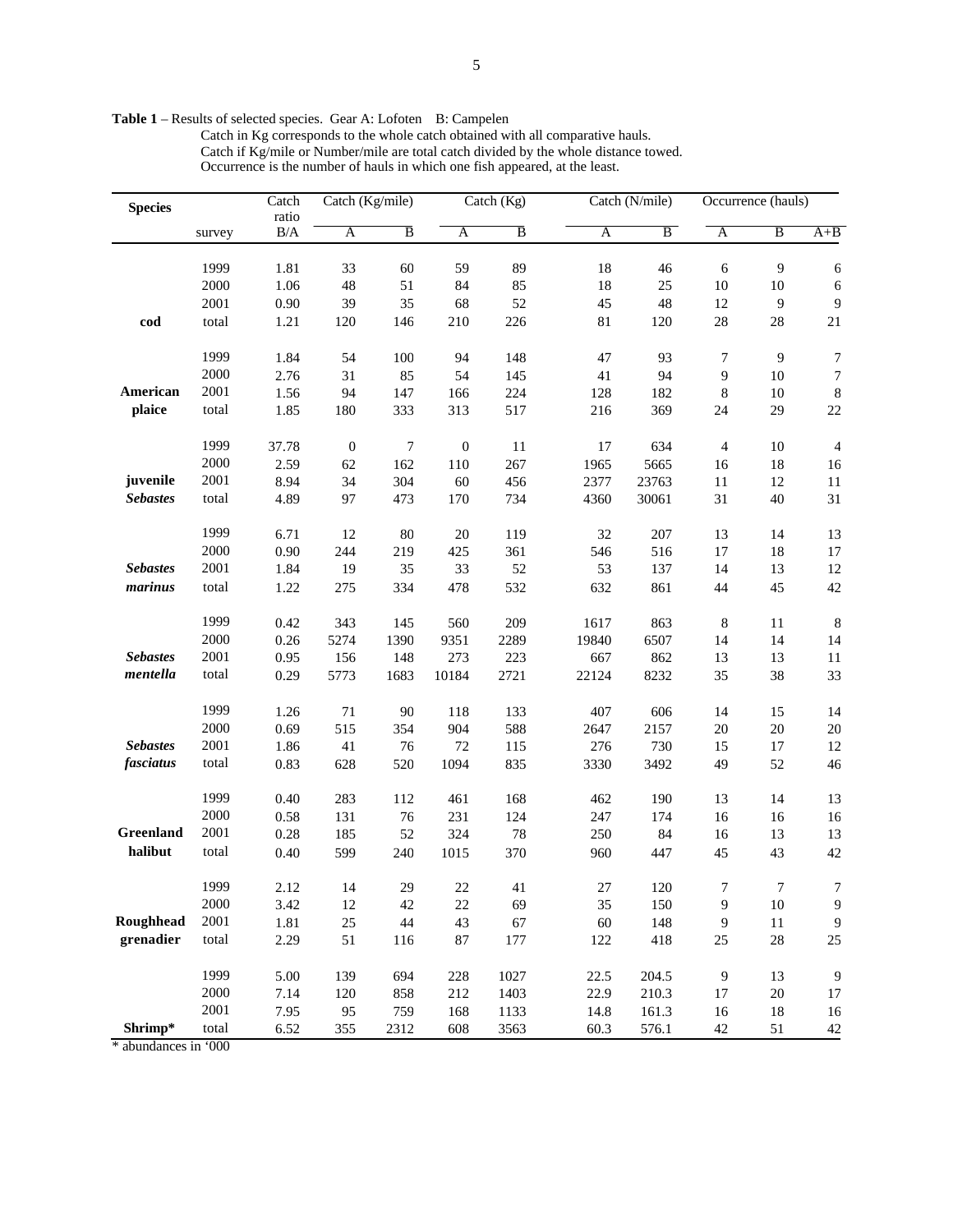**Table 1** – Results of selected species. Gear A: Lofoten B: Campelen
Catch in Kg corresponds to the whole catch obtained with all comparative hauls.
Catch if Kg/mile or Number/mile are total catch divided by the whole distance towed.
Occurrence is the number of hauls in which one fish appeared, at the least.

| Species | | Catch ratio | Catch (Kg/mile) | | Catch (Kg) | | Catch (N/mile) | | Occurrence (hauls) | | |
|---|---|---|---|---|---|---|---|---|---|---|---|
| | survey | B/A | A | B | A | B | A | B | A | B | A+B |
| | 1999 | 1.81 | 33 | 60 | 59 | 89 | 18 | 46 | 6 | 9 | 6 |
| | 2000 | 1.06 | 48 | 51 | 84 | 85 | 18 | 25 | 10 | 10 | 6 |
| | 2001 | 0.90 | 39 | 35 | 68 | 52 | 45 | 48 | 12 | 9 | 9 |
| **cod** | total | 1.21 | 120 | 146 | 210 | 226 | 81 | 120 | 28 | 28 | 21 |
| | 1999 | 1.84 | 54 | 100 | 94 | 148 | 47 | 93 | 7 | 9 | 7 |
| | 2000 | 2.76 | 31 | 85 | 54 | 145 | 41 | 94 | 9 | 10 | 7 |
| **American** | 2001 | 1.56 | 94 | 147 | 166 | 224 | 128 | 182 | 8 | 10 | 8 |
| **plaice** | total | 1.85 | 180 | 333 | 313 | 517 | 216 | 369 | 24 | 29 | 22 |
| | 1999 | 37.78 | 0 | 7 | 0 | 11 | 17 | 634 | 4 | 10 | 4 |
| | 2000 | 2.59 | 62 | 162 | 110 | 267 | 1965 | 5665 | 16 | 18 | 16 |
| **juvenile** | 2001 | 8.94 | 34 | 304 | 60 | 456 | 2377 | 23763 | 11 | 12 | 11 |
| ***Sebastes*** | total | 4.89 | 97 | 473 | 170 | 734 | 4360 | 30061 | 31 | 40 | 31 |
| | 1999 | 6.71 | 12 | 80 | 20 | 119 | 32 | 207 | 13 | 14 | 13 |
| | 2000 | 0.90 | 244 | 219 | 425 | 361 | 546 | 516 | 17 | 18 | 17 |
| ***Sebastes*** | 2001 | 1.84 | 19 | 35 | 33 | 52 | 53 | 137 | 14 | 13 | 12 |
| ***marinus*** | total | 1.22 | 275 | 334 | 478 | 532 | 632 | 861 | 44 | 45 | 42 |
| | 1999 | 0.42 | 343 | 145 | 560 | 209 | 1617 | 863 | 8 | 11 | 8 |
| | 2000 | 0.26 | 5274 | 1390 | 9351 | 2289 | 19840 | 6507 | 14 | 14 | 14 |
| ***Sebastes*** | 2001 | 0.95 | 156 | 148 | 273 | 223 | 667 | 862 | 13 | 13 | 11 |
| ***mentella*** | total | 0.29 | 5773 | 1683 | 10184 | 2721 | 22124 | 8232 | 35 | 38 | 33 |
| | 1999 | 1.26 | 71 | 90 | 118 | 133 | 407 | 606 | 14 | 15 | 14 |
| | 2000 | 0.69 | 515 | 354 | 904 | 588 | 2647 | 2157 | 20 | 20 | 20 |
| ***Sebastes*** | 2001 | 1.86 | 41 | 76 | 72 | 115 | 276 | 730 | 15 | 17 | 12 |
| ***fasciatus*** | total | 0.83 | 628 | 520 | 1094 | 835 | 3330 | 3492 | 49 | 52 | 46 |
| | 1999 | 0.40 | 283 | 112 | 461 | 168 | 462 | 190 | 13 | 14 | 13 |
| | 2000 | 0.58 | 131 | 76 | 231 | 124 | 247 | 174 | 16 | 16 | 16 |
| **Greenland** | 2001 | 0.28 | 185 | 52 | 324 | 78 | 250 | 84 | 16 | 13 | 13 |
| **halibut** | total | 0.40 | 599 | 240 | 1015 | 370 | 960 | 447 | 45 | 43 | 42 |
| | 1999 | 2.12 | 14 | 29 | 22 | 41 | 27 | 120 | 7 | 7 | 7 |
| | 2000 | 3.42 | 12 | 42 | 22 | 69 | 35 | 150 | 9 | 10 | 9 |
| **Roughhead** | 2001 | 1.81 | 25 | 44 | 43 | 67 | 60 | 148 | 9 | 11 | 9 |
| **grenadier** | total | 2.29 | 51 | 116 | 87 | 177 | 122 | 418 | 25 | 28 | 25 |
| | 1999 | 5.00 | 139 | 694 | 228 | 1027 | 22.5 | 204.5 | 9 | 13 | 9 |
| | 2000 | 7.14 | 120 | 858 | 212 | 1403 | 22.9 | 210.3 | 17 | 20 | 17 |
| | 2001 | 7.95 | 95 | 759 | 168 | 1133 | 14.8 | 161.3 | 16 | 18 | 16 |
| **Shrimp*** | total | 6.52 | 355 | 2312 | 608 | 3563 | 60.3 | 576.1 | 42 | 51 | 42 |

* abundances in '000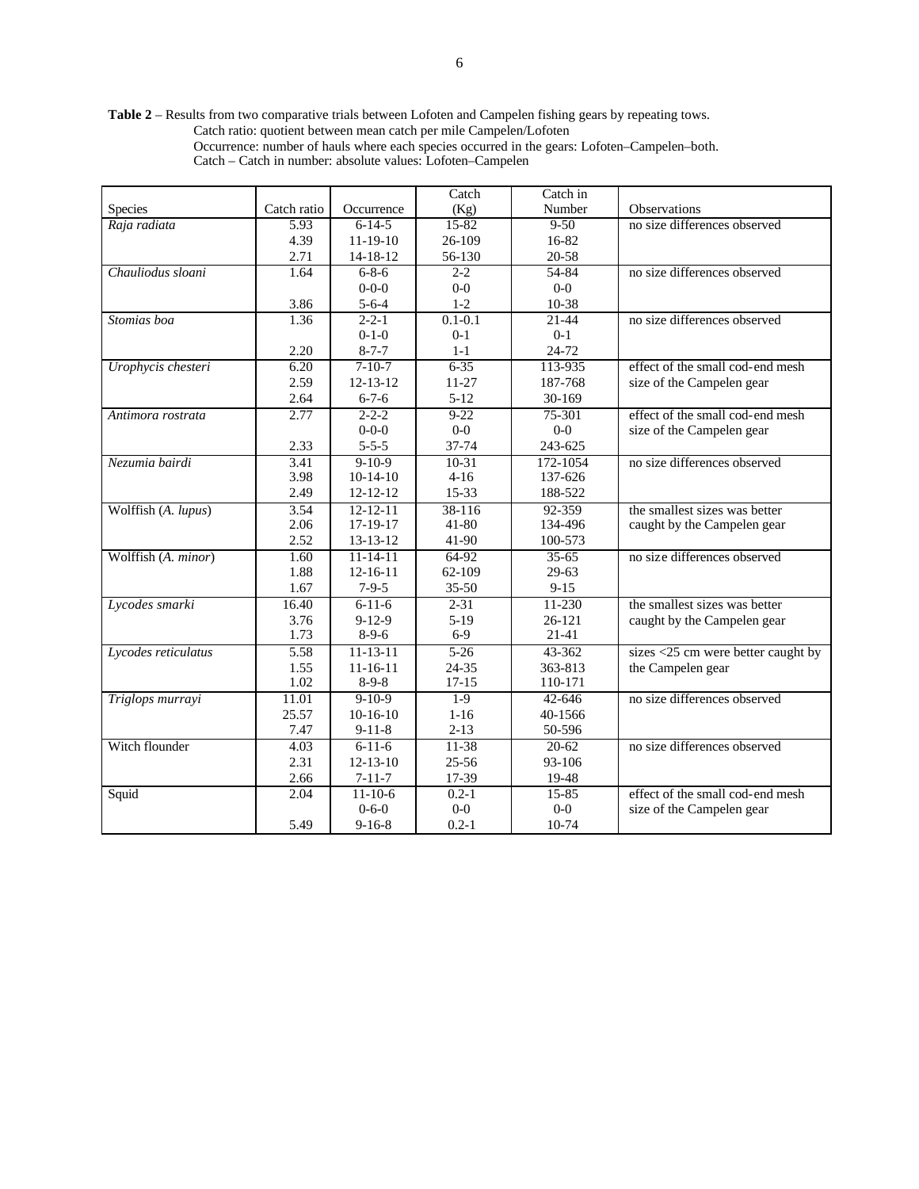**Table 2** – Results from two comparative trials between Lofoten and Campelen fishing gears by repeating tows.
Catch ratio: quotient between mean catch per mile Campelen/Lofoten
Occurrence: number of hauls where each species occurred in the gears: Lofoten–Campelen–both.
Catch – Catch in number: absolute values: Lofoten–Campelen

| Species | Catch ratio | Occurrence | Catch (Kg) | Catch in Number | Observations |
|---|---|---|---|---|---|
| *Raja radiata* | 5.93 | 6-14-5 | 15-82 | 9-50 | no size differences observed |
| | 4.39 | 11-19-10 | 26-109 | 16-82 | |
| | 2.71 | 14-18-12 | 56-130 | 20-58 | |
| *Chauliodus sloani* | 1.64 | 6-8-6 | 2-2 | 54-84 | no size differences observed |
| | | 0-0-0 | 0-0 | 0-0 | |
| | 3.86 | 5-6-4 | 1-2 | 10-38 | |
| *Stomias boa* | 1.36 | 2-2-1 | 0.1-0.1 | 21-44 | no size differences observed |
| | | 0-1-0 | 0-1 | 0-1 | |
| | 2.20 | 8-7-7 | 1-1 | 24-72 | |
| *Urophycis chesteri* | 6.20 | 7-10-7 | 6-35 | 113-935 | effect of the small cod-end mesh size of the Campelen gear |
| | 2.59 | 12-13-12 | 11-27 | 187-768 | |
| | 2.64 | 6-7-6 | 5-12 | 30-169 | |
| *Antimora rostrata* | 2.77 | 2-2-2 | 9-22 | 75-301 | effect of the small cod-end mesh size of the Campelen gear |
| | | 0-0-0 | 0-0 | 0-0 | |
| | 2.33 | 5-5-5 | 37-74 | 243-625 | |
| *Nezumia bairdi* | 3.41 | 9-10-9 | 10-31 | 172-1054 | no size differences observed |
| | 3.98 | 10-14-10 | 4-16 | 137-626 | |
| | 2.49 | 12-12-12 | 15-33 | 188-522 | |
| Wolffish (*A. lupus*) | 3.54 | 12-12-11 | 38-116 | 92-359 | the smallest sizes was better caught by the Campelen gear |
| | 2.06 | 17-19-17 | 41-80 | 134-496 | |
| | 2.52 | 13-13-12 | 41-90 | 100-573 | |
| Wolffish (*A. minor*) | 1.60 | 11-14-11 | 64-92 | 35-65 | no size differences observed |
| | 1.88 | 12-16-11 | 62-109 | 29-63 | |
| | 1.67 | 7-9-5 | 35-50 | 9-15 | |
| *Lycodes smarki* | 16.40 | 6-11-6 | 2-31 | 11-230 | the smallest sizes was better caught by the Campelen gear |
| | 3.76 | 9-12-9 | 5-19 | 26-121 | |
| | 1.73 | 8-9-6 | 6-9 | 21-41 | |
| *Lycodes reticulatus* | 5.58 | 11-13-11 | 5-26 | 43-362 | sizes <25 cm were better caught by the Campelen gear |
| | 1.55 | 11-16-11 | 24-35 | 363-813 | |
| | 1.02 | 8-9-8 | 17-15 | 110-171 | |
| *Triglops murrayi* | 11.01 | 9-10-9 | 1-9 | 42-646 | no size differences observed |
| | 25.57 | 10-16-10 | 1-16 | 40-1566 | |
| | 7.47 | 9-11-8 | 2-13 | 50-596 | |
| Witch flounder | 4.03 | 6-11-6 | 11-38 | 20-62 | no size differences observed |
| | 2.31 | 12-13-10 | 25-56 | 93-106 | |
| | 2.66 | 7-11-7 | 17-39 | 19-48 | |
| Squid | 2.04 | 11-10-6 | 0.2-1 | 15-85 | effect of the small cod-end mesh size of the Campelen gear |
| | | 0-6-0 | 0-0 | 0-0 | |
| | 5.49 | 9-16-8 | 0.2-1 | 10-74 | |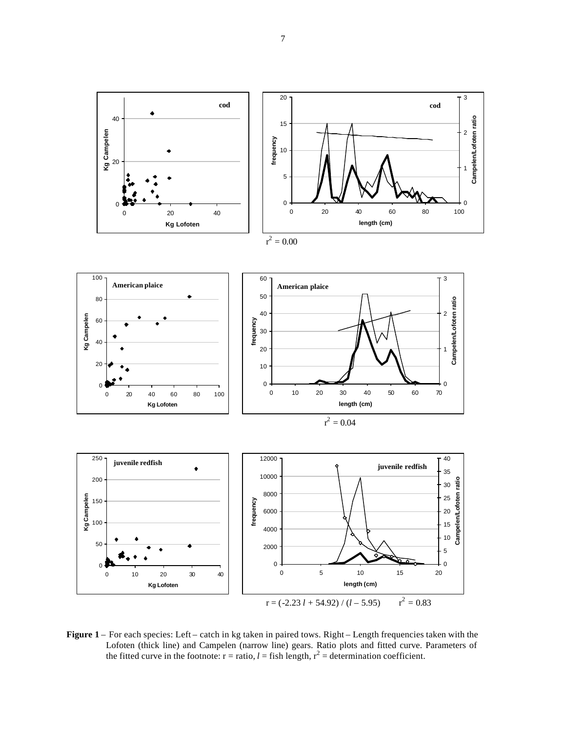$r^2 = 0.00$

$r^2 = 0.04$

$r = (-2.23\,l + 54.92) / (l - 5.95) \qquad r^2 = 0.83$

**Figure 1** – For each species: Left – catch in kg taken in paired tows. Right – Length frequencies taken with the Lofoten (thick line) and Campelen (narrow line) gears. Ratio plots and fitted curve. Parameters of the fitted curve in the footnote: r = ratio, *l* = fish length, $r^2$ = determination coefficient.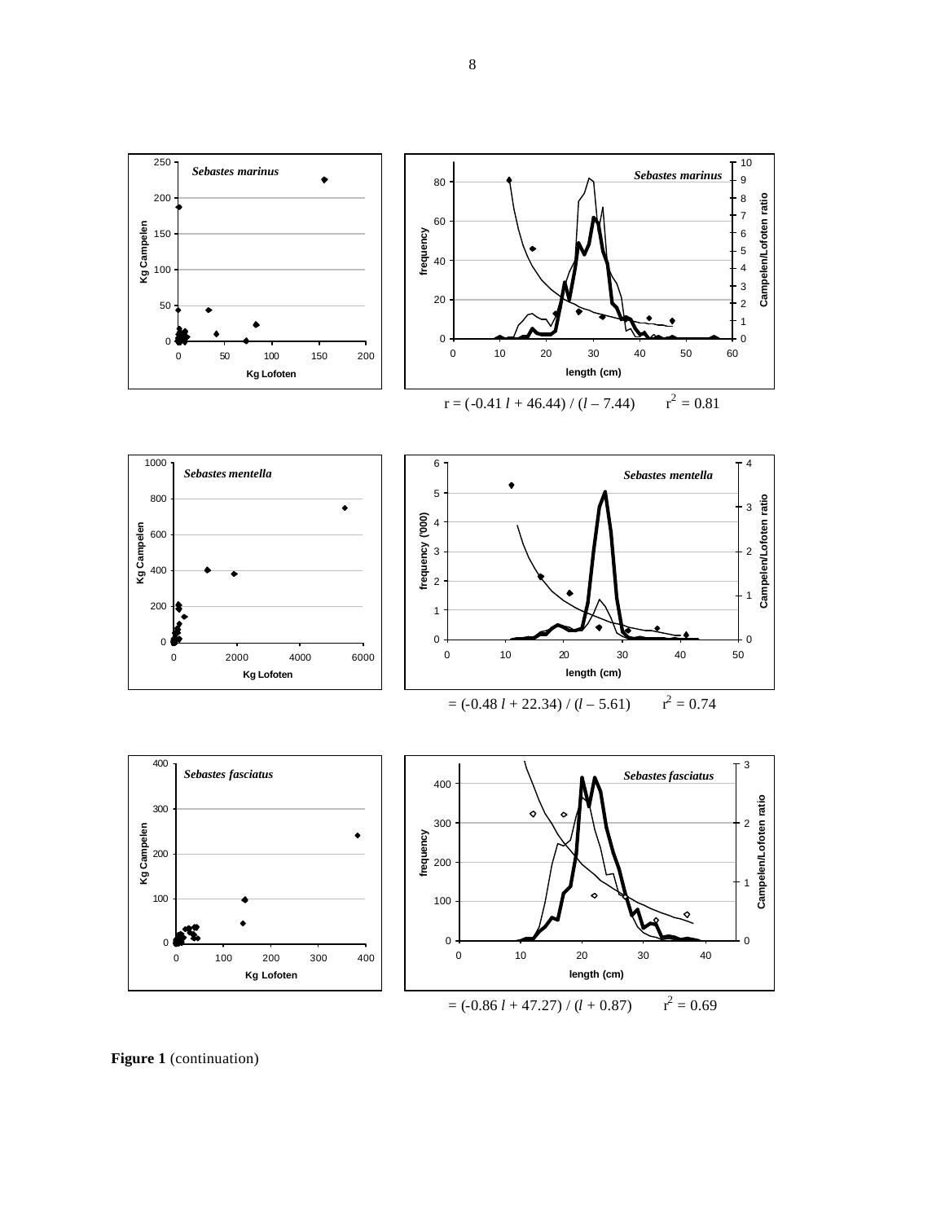$$r = (-0.41\,l + 46.44) / (l - 7.44) \qquad r^2 = 0.81$$

$$= (-0.48\,l + 22.34) / (l - 5.61) \qquad r^2 = 0.74$$

$$= (-0.86\,l + 47.27) / (l + 0.87) \qquad r^2 = 0.69$$

**Figure 1** (continuation)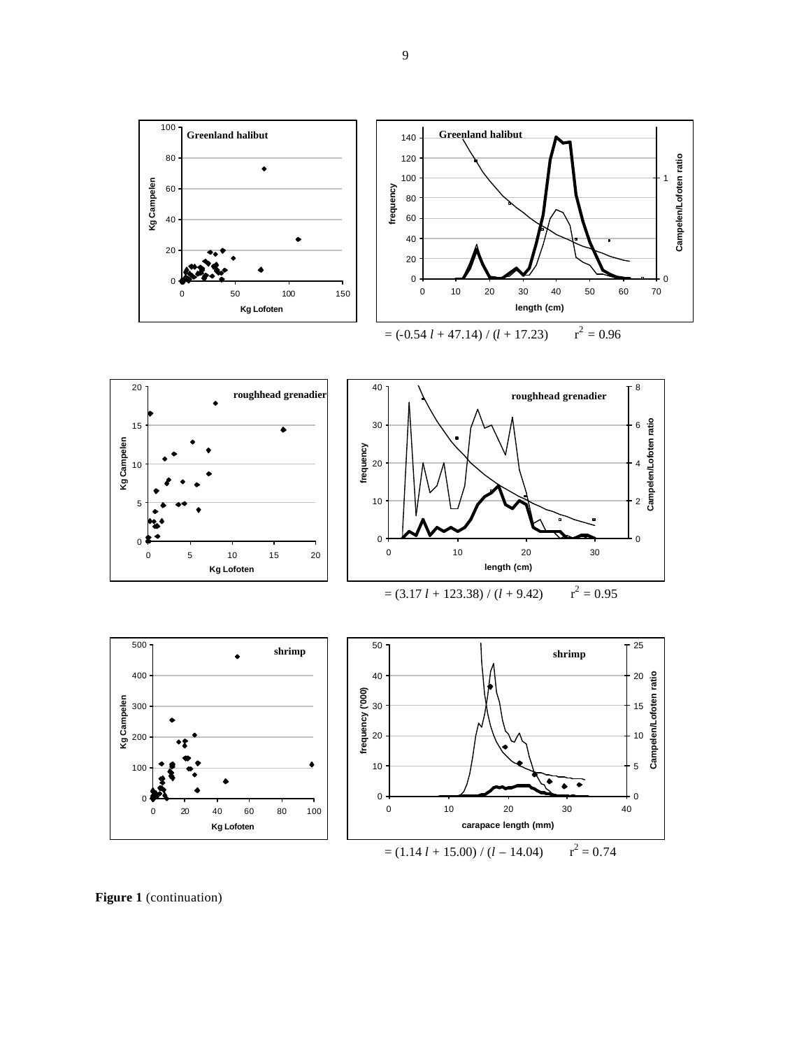Greenland halibut

Kg Campelen

Kg Lofoten

Greenland halibut

frequency

Campelen/Lofoten ratio

length (cm)

$= (-0.54\ l + 47.14) / (l + 17.23) \qquad r^2 = 0.96$

roughhead grenadier

Kg Campelen

Kg Lofoten

roughhead grenadier

frequency

Campelen/Lofoten ratio

length (cm)

$= (3.17\ l + 123.38) / (l + 9.42) \qquad r^2 = 0.95$

shrimp

Kg Campelen

Kg Lofoten

shrimp

frequency ('000)

Campelen/Lofoten ratio

carapace length (mm)

$= (1.14\ l + 15.00) / (l - 14.04) \qquad r^2 = 0.74$

**Figure 1** (continuation)